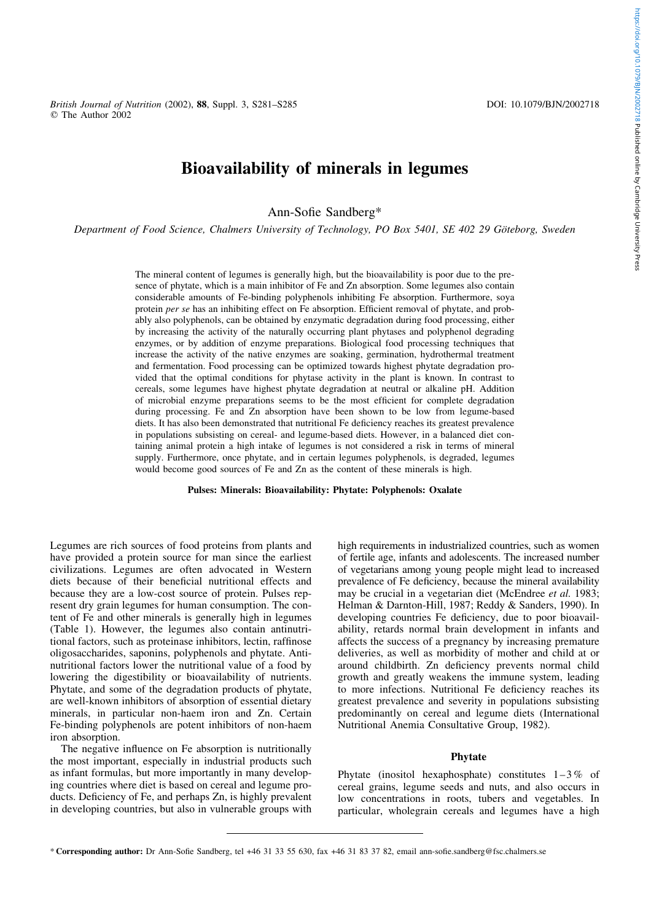# Bioavailability of minerals in legumes

Ann-Sofie Sandberg*

*Department of Food Science, Chalmers University of Technology, PO Box 5401, SE 402 29 Göteborg, Sweden*

The mineral content of legumes is generally high, but the bioavailability is poor due to the presence of phytate, which is a main inhibitor of Fe and Zn absorption. Some legumes also contain considerable amounts of Fe-binding polyphenols inhibiting Fe absorption. Furthermore, soya protein *per se* has an inhibiting effect on Fe absorption. Efficient removal of phytate, and probably also polyphenols, can be obtained by enzymatic degradation during food processing, either by increasing the activity of the naturally occurring plant phytases and polyphenol degrading enzymes, or by addition of enzyme preparations. Biological food processing techniques that increase the activity of the native enzymes are soaking, germination, hydrothermal treatment and fermentation. Food processing can be optimized towards highest phytate degradation provided that the optimal conditions for phytase activity in the plant is known. In contrast to cereals, some legumes have highest phytate degradation at neutral or alkaline pH. Addition of microbial enzyme preparations seems to be the most efficient for complete degradation during processing. Fe and Zn absorption have been shown to be low from legume-based diets. It has also been demonstrated that nutritional Fe deficiency reaches its greatest prevalence in populations subsisting on cereal- and legume-based diets. However, in a balanced diet containing animal protein a high intake of legumes is not considered a risk in terms of mineral supply. Furthermore, once phytate, and in certain legumes polyphenols, is degraded, legumes would become good sources of Fe and Zn as the content of these minerals is high.

**Pulses: Minerals: Bioavailability: Phytate: Polyphenols: Oxalate**

Legumes are rich sources of food proteins from plants and have provided a protein source for man since the earliest civilizations. Legumes are often advocated in Western diets because of their beneficial nutritional effects and because they are a low-cost source of protein. Pulses represent dry grain legumes for human consumption. The content of Fe and other minerals is generally high in legumes (Table 1). However, the legumes also contain antinutritional factors, such as proteinase inhibitors, lectin, raffinose oligosaccharides, saponins, polyphenols and phytate. Antinutritional factors lower the nutritional value of a food by lowering the digestibility or bioavailability of nutrients. Phytate, and some of the degradation products of phytate, are well-known inhibitors of absorption of essential dietary minerals, in particular non-haem iron and Zn. Certain Fe-binding polyphenols are potent inhibitors of non-haem iron absorption.

The negative influence on Fe absorption is nutritionally the most important, especially in industrial products such as infant formulas, but more importantly in many developing countries where diet is based on cereal and legume products. Deficiency of Fe, and perhaps Zn, is highly prevalent in developing countries, but also in vulnerable groups with high requirements in industrialized countries, such as women of fertile age, infants and adolescents. The increased number of vegetarians among young people might lead to increased prevalence of Fe deficiency, because the mineral availability may be crucial in a vegetarian diet (McEndree *et al.* 1983; Helman & Darnton-Hill, 1987; Reddy & Sanders, 1990). In developing countries Fe deficiency, due to poor bioavailability, retards normal brain development in infants and affects the success of a pregnancy by increasing premature deliveries, as well as morbidity of mother and child at or around childbirth. Zn deficiency prevents normal child growth and greatly weakens the immune system, leading to more infections. Nutritional Fe deficiency reaches its greatest prevalence and severity in populations subsisting predominantly on cereal and legume diets (International Nutritional Anemia Consultative Group, 1982).

## Phytate

Phytate (inositol hexaphosphate) constitutes 1–3 % of cereal grains, legume seeds and nuts, and also occurs in low concentrations in roots, tubers and vegetables. In particular, wholegrain cereals and legumes have a high

\* **Corresponding author:** Dr Ann-Sofie Sandberg, tel +46 31 33 55 630, fax +46 31 83 37 82, email ann-sofie.sandberg@fsc.chalmers.se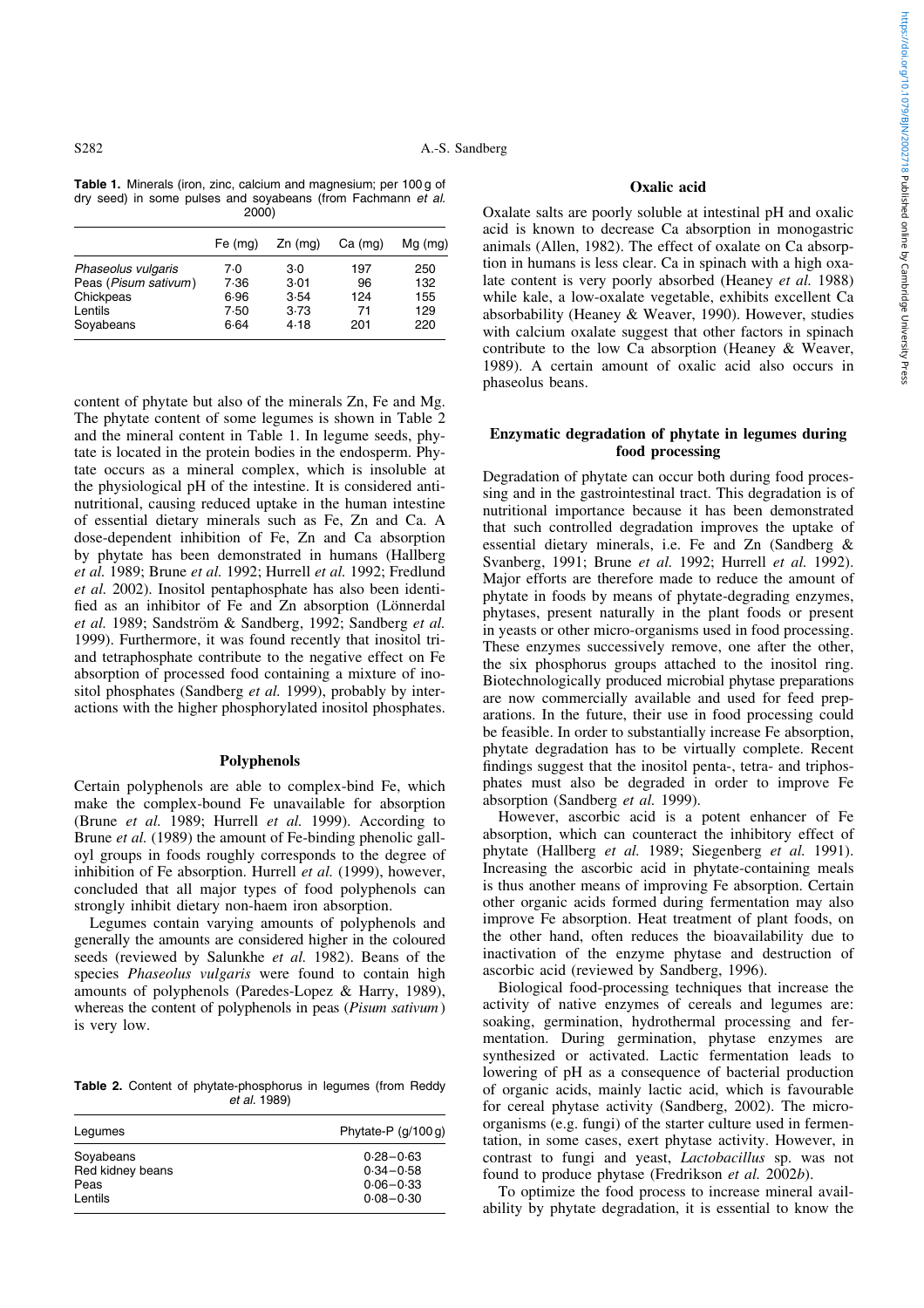**Table 1.** Minerals (iron, zinc, calcium and magnesium; per 100 g of dry seed) in some pulses and soyabeans (from Fachmann *et al.* 2000)

| | Fe (mg) | Zn (mg) | Ca (mg) | Mg (mg) |
|---|---|---|---|---|
| *Phaseolus vulgaris* | 7·0 | 3·0 | 197 | 250 |
| Peas (*Pisum sativum*) | 7·36 | 3·01 | 96 | 132 |
| Chickpeas | 6·96 | 3·54 | 124 | 155 |
| Lentils | 7·50 | 3·73 | 71 | 129 |
| Soyabeans | 6·64 | 4·18 | 201 | 220 |

content of phytate but also of the minerals Zn, Fe and Mg. The phytate content of some legumes is shown in Table 2 and the mineral content in Table 1. In legume seeds, phytate is located in the protein bodies in the endosperm. Phytate occurs as a mineral complex, which is insoluble at the physiological pH of the intestine. It is considered antinutritional, causing reduced uptake in the human intestine of essential dietary minerals such as Fe, Zn and Ca. A dose-dependent inhibition of Fe, Zn and Ca absorption by phytate has been demonstrated in humans (Hallberg *et al.* 1989; Brune *et al.* 1992; Hurrell *et al.* 1992; Fredlund *et al.* 2002). Inositol pentaphosphate has also been identified as an inhibitor of Fe and Zn absorption (Lönnerdal *et al.* 1989; Sandström & Sandberg, 1992; Sandberg *et al.* 1999). Furthermore, it was found recently that inositol tri- and tetraphosphate contribute to the negative effect on Fe absorption of processed food containing a mixture of inositol phosphates (Sandberg *et al.* 1999), probably by interactions with the higher phosphorylated inositol phosphates.

## Polyphenols

Certain polyphenols are able to complex-bind Fe, which make the complex-bound Fe unavailable for absorption (Brune *et al.* 1989; Hurrell *et al.* 1999). According to Brune *et al.* (1989) the amount of Fe-binding phenolic galloyl groups in foods roughly corresponds to the degree of inhibition of Fe absorption. Hurrell *et al.* (1999), however, concluded that all major types of food polyphenols can strongly inhibit dietary non-haem iron absorption.

Legumes contain varying amounts of polyphenols and generally the amounts are considered higher in the coloured seeds (reviewed by Salunkhe *et al.* 1982). Beans of the species *Phaseolus vulgaris* were found to contain high amounts of polyphenols (Paredes-Lopez & Harry, 1989), whereas the content of polyphenols in peas (*Pisum sativum*) is very low.

**Table 2.** Content of phytate-phosphorus in legumes (from Reddy *et al.* 1989)

| Legumes | Phytate-P (g/100 g) |
|---|---|
| Soyabeans | 0·28–0·63 |
| Red kidney beans | 0·34–0·58 |
| Peas | 0·06–0·33 |
| Lentils | 0·08–0·30 |

## Oxalic acid

Oxalate salts are poorly soluble at intestinal pH and oxalic acid is known to decrease Ca absorption in monogastric animals (Allen, 1982). The effect of oxalate on Ca absorption in humans is less clear. Ca in spinach with a high oxalate content is very poorly absorbed (Heaney *et al.* 1988) while kale, a low-oxalate vegetable, exhibits excellent Ca absorbability (Heaney & Weaver, 1990). However, studies with calcium oxalate suggest that other factors in spinach contribute to the low Ca absorption (Heaney & Weaver, 1989). A certain amount of oxalic acid also occurs in phaseolus beans.

## Enzymatic degradation of phytate in legumes during food processing

Degradation of phytate can occur both during food processing and in the gastrointestinal tract. This degradation is of nutritional importance because it has been demonstrated that such controlled degradation improves the uptake of essential dietary minerals, i.e. Fe and Zn (Sandberg & Svanberg, 1991; Brune *et al.* 1992; Hurrell *et al.* 1992). Major efforts are therefore made to reduce the amount of phytate in foods by means of phytate-degrading enzymes, phytases, present naturally in the plant foods or present in yeasts or other micro-organisms used in food processing. These enzymes successively remove, one after the other, the six phosphorus groups attached to the inositol ring. Biotechnologically produced microbial phytase preparations are now commercially available and used for feed preparations. In the future, their use in food processing could be feasible. In order to substantially increase Fe absorption, phytate degradation has to be virtually complete. Recent findings suggest that the inositol penta-, tetra- and triphosphates must also be degraded in order to improve Fe absorption (Sandberg *et al.* 1999).

However, ascorbic acid is a potent enhancer of Fe absorption, which can counteract the inhibitory effect of phytate (Hallberg *et al.* 1989; Siegenberg *et al.* 1991). Increasing the ascorbic acid in phytate-containing meals is thus another means of improving Fe absorption. Certain other organic acids formed during fermentation may also improve Fe absorption. Heat treatment of plant foods, on the other hand, often reduces the bioavailability due to inactivation of the enzyme phytase and destruction of ascorbic acid (reviewed by Sandberg, 1996).

Biological food-processing techniques that increase the activity of native enzymes of cereals and legumes are: soaking, germination, hydrothermal processing and fermentation. During germination, phytase enzymes are synthesized or activated. Lactic fermentation leads to lowering of pH as a consequence of bacterial production of organic acids, mainly lactic acid, which is favourable for cereal phytase activity (Sandberg, 2002). The micro-organisms (e.g. fungi) of the starter culture used in fermentation, in some cases, exert phytase activity. However, in contrast to fungi and yeast, *Lactobacillus* sp. was not found to produce phytase (Fredrikson *et al.* 2002*b*).

To optimize the food process to increase mineral availability by phytate degradation, it is essential to know the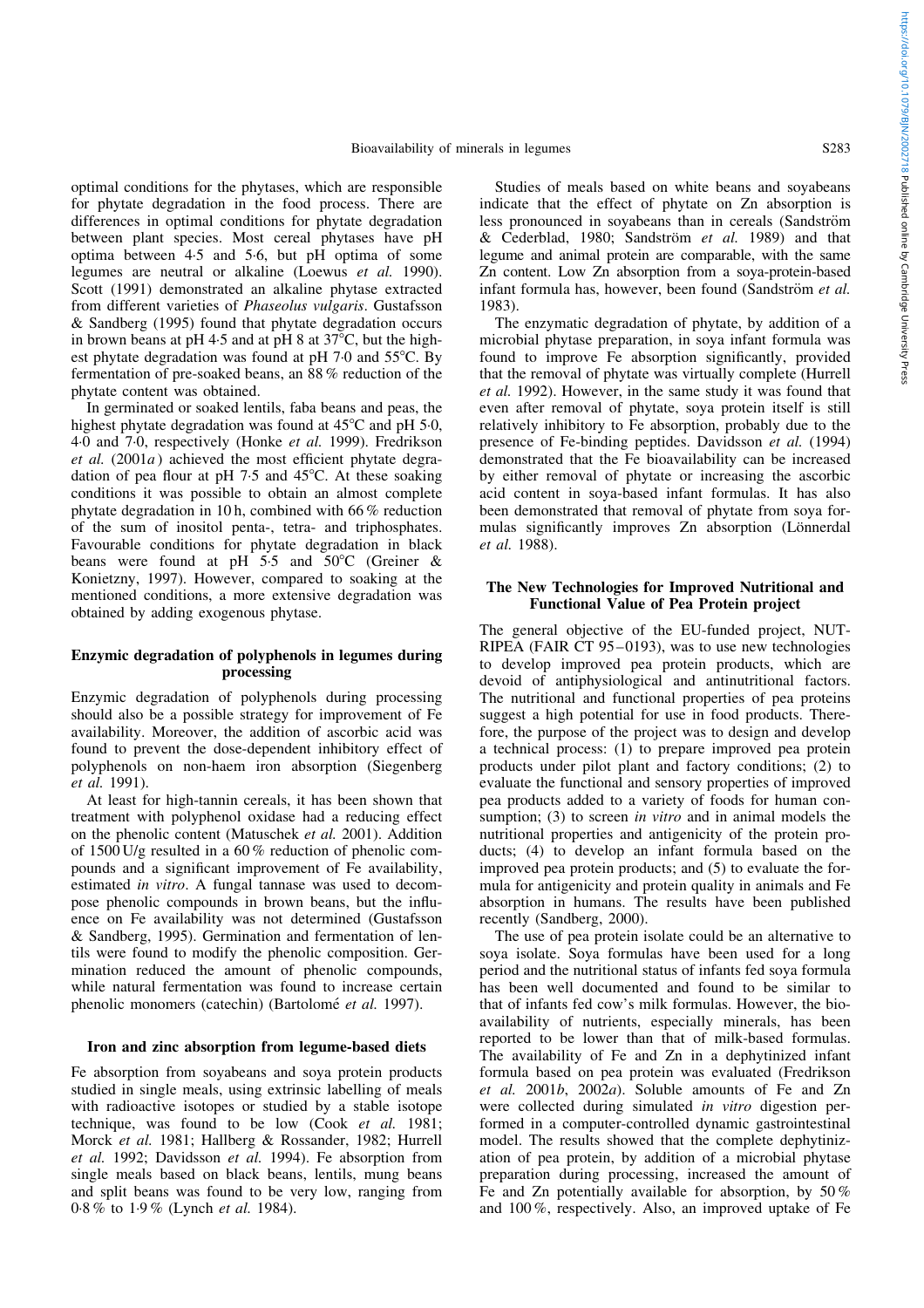optimal conditions for the phytases, which are responsible for phytate degradation in the food process. There are differences in optimal conditions for phytate degradation between plant species. Most cereal phytases have pH optima between 4·5 and 5·6, but pH optima of some legumes are neutral or alkaline (Loewus *et al.* 1990). Scott (1991) demonstrated an alkaline phytase extracted from different varieties of *Phaseolus vulgaris*. Gustafsson & Sandberg (1995) found that phytate degradation occurs in brown beans at pH 4·5 and at pH 8 at 37°C, but the highest phytate degradation was found at pH 7·0 and 55°C. By fermentation of pre-soaked beans, an 88 % reduction of the phytate content was obtained.

In germinated or soaked lentils, faba beans and peas, the highest phytate degradation was found at 45°C and pH 5·0, 4·0 and 7·0, respectively (Honke *et al.* 1999). Fredrikson *et al.* (2001*a*) achieved the most efficient phytate degradation of pea flour at pH 7·5 and 45°C. At these soaking conditions it was possible to obtain an almost complete phytate degradation in 10 h, combined with 66 % reduction of the sum of inositol penta-, tetra- and triphosphates. Favourable conditions for phytate degradation in black beans were found at pH 5·5 and 50°C (Greiner & Konietzny, 1997). However, compared to soaking at the mentioned conditions, a more extensive degradation was obtained by adding exogenous phytase.

## Enzymic degradation of polyphenols in legumes during processing

Enzymic degradation of polyphenols during processing should also be a possible strategy for improvement of Fe availability. Moreover, the addition of ascorbic acid was found to prevent the dose-dependent inhibitory effect of polyphenols on non-haem iron absorption (Siegenberg *et al.* 1991).

At least for high-tannin cereals, it has been shown that treatment with polyphenol oxidase had a reducing effect on the phenolic content (Matuschek *et al.* 2001). Addition of 1500 U/g resulted in a 60 % reduction of phenolic compounds and a significant improvement of Fe availability, estimated *in vitro*. A fungal tannase was used to decompose phenolic compounds in brown beans, but the influence on Fe availability was not determined (Gustafsson & Sandberg, 1995). Germination and fermentation of lentils were found to modify the phenolic composition. Germination reduced the amount of phenolic compounds, while natural fermentation was found to increase certain phenolic monomers (catechin) (Bartolomé *et al.* 1997).

## Iron and zinc absorption from legume-based diets

Fe absorption from soyabeans and soya protein products studied in single meals, using extrinsic labelling of meals with radioactive isotopes or studied by a stable isotope technique, was found to be low (Cook *et al.* 1981; Morck *et al.* 1981; Hallberg & Rossander, 1982; Hurrell *et al.* 1992; Davidsson *et al.* 1994). Fe absorption from single meals based on black beans, lentils, mung beans and split beans was found to be very low, ranging from 0·8 % to 1·9 % (Lynch *et al.* 1984).

Studies of meals based on white beans and soyabeans indicate that the effect of phytate on Zn absorption is less pronounced in soyabeans than in cereals (Sandström & Cederblad, 1980; Sandström *et al.* 1989) and that legume and animal protein are comparable, with the same Zn content. Low Zn absorption from a soya-protein-based infant formula has, however, been found (Sandström *et al.* 1983).

The enzymatic degradation of phytate, by addition of a microbial phytase preparation, in soya infant formula was found to improve Fe absorption significantly, provided that the removal of phytate was virtually complete (Hurrell *et al.* 1992). However, in the same study it was found that even after removal of phytate, soya protein itself is still relatively inhibitory to Fe absorption, probably due to the presence of Fe-binding peptides. Davidsson *et al.* (1994) demonstrated that the Fe bioavailability can be increased by either removal of phytate or increasing the ascorbic acid content in soya-based infant formulas. It has also been demonstrated that removal of phytate from soya formulas significantly improves Zn absorption (Lönnerdal *et al.* 1988).

## The New Technologies for Improved Nutritional and Functional Value of Pea Protein project

The general objective of the EU-funded project, NUTRIPEA (FAIR CT 95–0193), was to use new technologies to develop improved pea protein products, which are devoid of antiphysiological and antinutritional factors. The nutritional and functional properties of pea proteins suggest a high potential for use in food products. Therefore, the purpose of the project was to design and develop a technical process: (1) to prepare improved pea protein products under pilot plant and factory conditions; (2) to evaluate the functional and sensory properties of improved pea products added to a variety of foods for human consumption; (3) to screen *in vitro* and in animal models the nutritional properties and antigenicity of the protein products; (4) to develop an infant formula based on the improved pea protein products; and (5) to evaluate the formula for antigenicity and protein quality in animals and Fe absorption in humans. The results have been published recently (Sandberg, 2000).

The use of pea protein isolate could be an alternative to soya isolate. Soya formulas have been used for a long period and the nutritional status of infants fed soya formula has been well documented and found to be similar to that of infants fed cow's milk formulas. However, the bioavailability of nutrients, especially minerals, has been reported to be lower than that of milk-based formulas. The availability of Fe and Zn in a dephytinized infant formula based on pea protein was evaluated (Fredrikson *et al.* 2001*b*, 2002*a*). Soluble amounts of Fe and Zn were collected during simulated *in vitro* digestion performed in a computer-controlled dynamic gastrointestinal model. The results showed that the complete dephytinization of pea protein, by addition of a microbial phytase preparation during processing, increased the amount of Fe and Zn potentially available for absorption, by 50 % and 100 %, respectively. Also, an improved uptake of Fe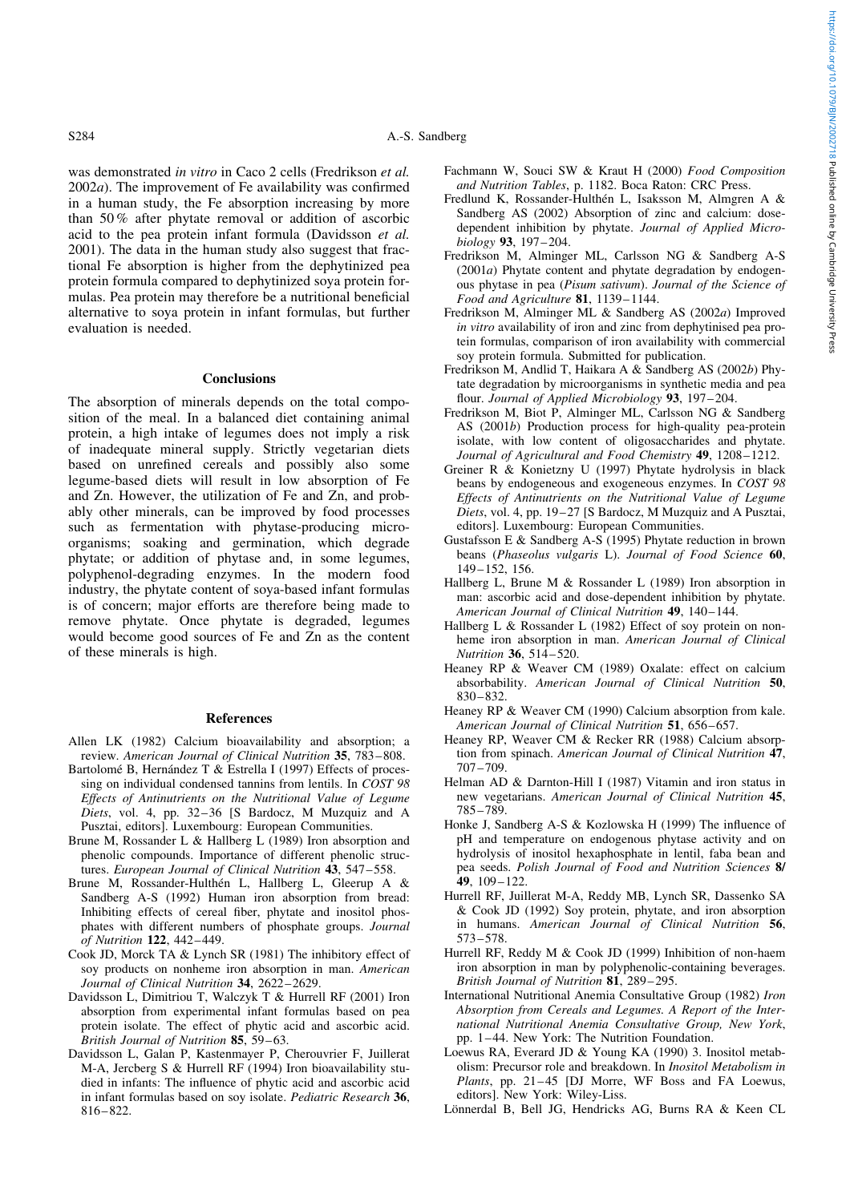was demonstrated *in vitro* in Caco 2 cells (Fredrikson *et al.* 2002*a*). The improvement of Fe availability was confirmed in a human study, the Fe absorption increasing by more than 50 % after phytate removal or addition of ascorbic acid to the pea protein infant formula (Davidsson *et al.* 2001). The data in the human study also suggest that fractional Fe absorption is higher from the dephytinized pea protein formula compared to dephytinized soya protein formulas. Pea protein may therefore be a nutritional beneficial alternative to soya protein in infant formulas, but further evaluation is needed.

## Conclusions

The absorption of minerals depends on the total composition of the meal. In a balanced diet containing animal protein, a high intake of legumes does not imply a risk of inadequate mineral supply. Strictly vegetarian diets based on unrefined cereals and possibly also some legume-based diets will result in low absorption of Fe and Zn. However, the utilization of Fe and Zn, and probably other minerals, can be improved by food processes such as fermentation with phytase-producing microorganisms; soaking and germination, which degrade phytate; or addition of phytase and, in some legumes, polyphenol-degrading enzymes. In the modern food industry, the phytate content of soya-based infant formulas is of concern; major efforts are therefore being made to remove phytate. Once phytate is degraded, legumes would become good sources of Fe and Zn as the content of these minerals is high.

## References

Allen LK (1982) Calcium bioavailability and absorption; a review. *American Journal of Clinical Nutrition* **35**, 783–808.

Bartolomé B, Hernández T & Estrella I (1997) Effects of processing on individual condensed tannins from lentils. In *COST 98 Effects of Antinutrients on the Nutritional Value of Legume Diets*, vol. 4, pp. 32–36 [S Bardocz, M Muzquiz and A Pusztai, editors]. Luxembourg: European Communities.

Brune M, Rossander L & Hallberg L (1989) Iron absorption and phenolic compounds. Importance of different phenolic structures. *European Journal of Clinical Nutrition* **43**, 547–558.

Brune M, Rossander-Hulthén L, Hallberg L, Gleerup A & Sandberg A-S (1992) Human iron absorption from bread: Inhibiting effects of cereal fiber, phytate and inositol phosphates with different numbers of phosphate groups. *Journal of Nutrition* **122**, 442–449.

Cook JD, Morck TA & Lynch SR (1981) The inhibitory effect of soy products on nonheme iron absorption in man. *American Journal of Clinical Nutrition* **34**, 2622–2629.

Davidsson L, Dimitriou T, Walczyk T & Hurrell RF (2001) Iron absorption from experimental infant formulas based on pea protein isolate. The effect of phytic acid and ascorbic acid. *British Journal of Nutrition* **85**, 59–63.

Davidsson L, Galan P, Kastenmayer P, Cherouvrier F, Juillerat M-A, Jercberg S & Hurrell RF (1994) Iron bioavailability studied in infants: The influence of phytic acid and ascorbic acid in infant formulas based on soy isolate. *Pediatric Research* **36**, 816–822.

Fachmann W, Souci SW & Kraut H (2000) *Food Composition and Nutrition Tables*, p. 1182. Boca Raton: CRC Press.

Fredlund K, Rossander-Hulthén L, Isaksson M, Almgren A & Sandberg AS (2002) Absorption of zinc and calcium: dose-dependent inhibition by phytate. *Journal of Applied Microbiology* **93**, 197–204.

Fredrikson M, Alminger ML, Carlsson NG & Sandberg A-S (2001*a*) Phytate content and phytate degradation by endogenous phytase in pea (*Pisum sativum*). *Journal of the Science of Food and Agriculture* **81**, 1139–1144.

Fredrikson M, Alminger ML & Sandberg AS (2002*a*) Improved *in vitro* availability of iron and zinc from dephytinised pea protein formulas, comparison of iron availability with commercial soy protein formula. Submitted for publication.

Fredrikson M, Andlid T, Haikara A & Sandberg AS (2002*b*) Phytate degradation by microorganisms in synthetic media and pea flour. *Journal of Applied Microbiology* **93**, 197–204.

Fredrikson M, Biot P, Alminger ML, Carlsson NG & Sandberg AS (2001*b*) Production process for high-quality pea-protein isolate, with low content of oligosaccharides and phytate. *Journal of Agricultural and Food Chemistry* **49**, 1208–1212.

Greiner R & Konietzny U (1997) Phytate hydrolysis in black beans by endogeneous and exogeneous enzymes. In *COST 98 Effects of Antinutrients on the Nutritional Value of Legume Diets*, vol. 4, pp. 19–27 [S Bardocz, M Muzquiz and A Pusztai, editors]. Luxembourg: European Communities.

Gustafsson E & Sandberg A-S (1995) Phytate reduction in brown beans (*Phaseolus vulgaris* L). *Journal of Food Science* **60**, 149–152, 156.

Hallberg L, Brune M & Rossander L (1989) Iron absorption in man: ascorbic acid and dose-dependent inhibition by phytate. *American Journal of Clinical Nutrition* **49**, 140–144.

Hallberg L & Rossander L (1982) Effect of soy protein on nonheme iron absorption in man. *American Journal of Clinical Nutrition* **36**, 514–520.

Heaney RP & Weaver CM (1989) Oxalate: effect on calcium absorbability. *American Journal of Clinical Nutrition* **50**, 830–832.

Heaney RP & Weaver CM (1990) Calcium absorption from kale. *American Journal of Clinical Nutrition* **51**, 656–657.

Heaney RP, Weaver CM & Recker RR (1988) Calcium absorption from spinach. *American Journal of Clinical Nutrition* **47**, 707–709.

Helman AD & Darnton-Hill I (1987) Vitamin and iron status in new vegetarians. *American Journal of Clinical Nutrition* **45**, 785–789.

Honke J, Sandberg A-S & Kozlowska H (1999) The influence of pH and temperature on endogenous phytase activity and on hydrolysis of inositol hexaphosphate in lentil, faba bean and pea seeds. *Polish Journal of Food and Nutrition Sciences* **8/49**, 109–122.

Hurrell RF, Juillerat M-A, Reddy MB, Lynch SR, Dassenko SA & Cook JD (1992) Soy protein, phytate, and iron absorption in humans. *American Journal of Clinical Nutrition* **56**, 573–578.

Hurrell RF, Reddy M & Cook JD (1999) Inhibition of non-haem iron absorption in man by polyphenolic-containing beverages. *British Journal of Nutrition* **81**, 289–295.

International Nutritional Anemia Consultative Group (1982) *Iron Absorption from Cereals and Legumes. A Report of the International Nutritional Anemia Consultative Group, New York*, pp. 1–44. New York: The Nutrition Foundation.

Loewus RA, Everard JD & Young KA (1990) 3. Inositol metabolism: Precursor role and breakdown. In *Inositol Metabolism in Plants*, pp. 21–45 [DJ Morre, WF Boss and FA Loewus, editors]. New York: Wiley-Liss.

Lönnerdal B, Bell JG, Hendricks AG, Burns RA & Keen CL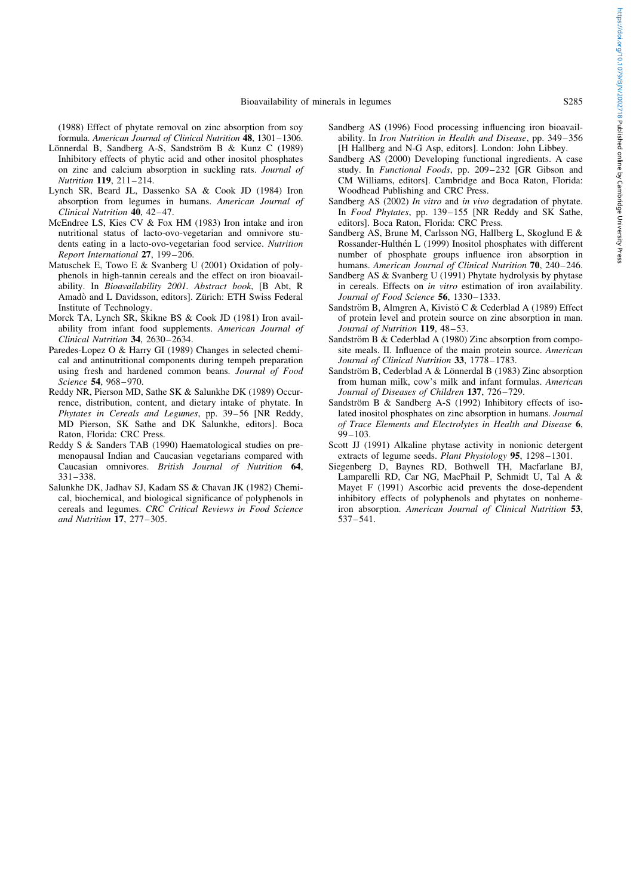(1988) Effect of phytate removal on zinc absorption from soy formula. *American Journal of Clinical Nutrition* **48**, 1301–1306.

Lönnerdal B, Sandberg A-S, Sandström B & Kunz C (1989) Inhibitory effects of phytic acid and other inositol phosphates on zinc and calcium absorption in suckling rats. *Journal of Nutrition* **119**, 211–214.

Lynch SR, Beard JL, Dassenko SA & Cook JD (1984) Iron absorption from legumes in humans. *American Journal of Clinical Nutrition* **40**, 42–47.

McEndree LS, Kies CV & Fox HM (1983) Iron intake and iron nutritional status of lacto-ovo-vegetarian and omnivore students eating in a lacto-ovo-vegetarian food service. *Nutrition Report International* **27**, 199–206.

Matuschek E, Towo E & Svanberg U (2001) Oxidation of polyphenols in high-tannin cereals and the effect on iron bioavailability. In *Bioavailability 2001. Abstract book*, [B Abt, R Amadò and L Davidsson, editors]. Zürich: ETH Swiss Federal Institute of Technology.

Morck TA, Lynch SR, Skikne BS & Cook JD (1981) Iron availability from infant food supplements. *American Journal of Clinical Nutrition* **34**, 2630–2634.

Paredes-Lopez O & Harry GI (1989) Changes in selected chemical and antinutritional components during tempeh preparation using fresh and hardened common beans. *Journal of Food Science* **54**, 968–970.

Reddy NR, Pierson MD, Sathe SK & Salunkhe DK (1989) Occurrence, distribution, content, and dietary intake of phytate. In *Phytates in Cereals and Legumes*, pp. 39–56 [NR Reddy, MD Pierson, SK Sathe and DK Salunkhe, editors]. Boca Raton, Florida: CRC Press.

Reddy S & Sanders TAB (1990) Haematological studies on premenopausal Indian and Caucasian vegetarians compared with Caucasian omnivores. *British Journal of Nutrition* **64**, 331–338.

Salunkhe DK, Jadhav SJ, Kadam SS & Chavan JK (1982) Chemical, biochemical, and biological significance of polyphenols in cereals and legumes. *CRC Critical Reviews in Food Science and Nutrition* **17**, 277–305.

Sandberg AS (1996) Food processing influencing iron bioavailability. In *Iron Nutrition in Health and Disease*, pp. 349–356 [H Hallberg and N-G Asp, editors]. London: John Libbey.

Sandberg AS (2000) Developing functional ingredients. A case study. In *Functional Foods*, pp. 209–232 [GR Gibson and CM Williams, editors]. Cambridge and Boca Raton, Florida: Woodhead Publishing and CRC Press.

Sandberg AS (2002) *In vitro* and *in vivo* degradation of phytate. In *Food Phytates*, pp. 139–155 [NR Reddy and SK Sathe, editors]. Boca Raton, Florida: CRC Press.

Sandberg AS, Brune M, Carlsson NG, Hallberg L, Skoglund E & Rossander-Hulthén L (1999) Inositol phosphates with different number of phosphate groups influence iron absorption in humans. *American Journal of Clinical Nutrition* **70**, 240–246.

Sandberg AS & Svanberg U (1991) Phytate hydrolysis by phytase in cereals. Effects on *in vitro* estimation of iron availability. *Journal of Food Science* **56**, 1330–1333.

Sandström B, Almgren A, Kivistö C & Cederblad A (1989) Effect of protein level and protein source on zinc absorption in man. *Journal of Nutrition* **119**, 48–53.

Sandström B & Cederblad A (1980) Zinc absorption from composite meals. II. Influence of the main protein source. *American Journal of Clinical Nutrition* **33**, 1778–1783.

Sandström B, Cederblad A & Lönnerdal B (1983) Zinc absorption from human milk, cow's milk and infant formulas. *American Journal of Diseases of Children* **137**, 726–729.

Sandström B & Sandberg A-S (1992) Inhibitory effects of isolated inositol phosphates on zinc absorption in humans. *Journal of Trace Elements and Electrolytes in Health and Disease* **6**, 99–103.

Scott JJ (1991) Alkaline phytase activity in nonionic detergent extracts of legume seeds. *Plant Physiology* **95**, 1298–1301.

Siegenberg D, Baynes RD, Bothwell TH, Macfarlane BJ, Lamparelli RD, Car NG, MacPhail P, Schmidt U, Tal A & Mayet F (1991) Ascorbic acid prevents the dose-dependent inhibitory effects of polyphenols and phytates on nonheme-iron absorption. *American Journal of Clinical Nutrition* **53**, 537–541.